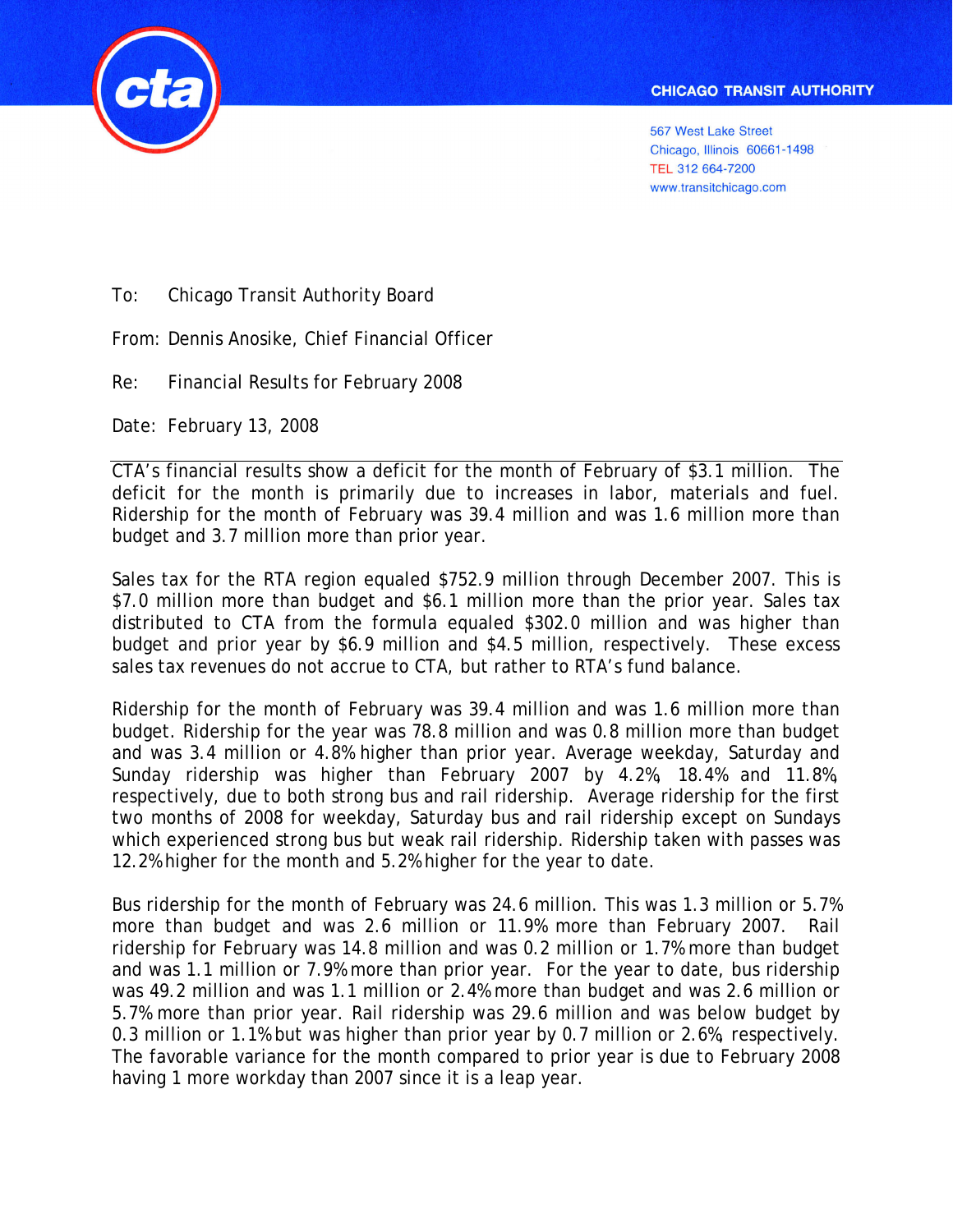CHICAGO TRANSIT AUTHORITY

567 West Lake Street
Chicago, Illinois 60661-1498
TEL 312 664-7200
www.transitchicago.com

To: Chicago Transit Authority Board

From: Dennis Anosike, Chief Financial Officer

Re: Financial Results for February 2008

Date: February 13, 2008

---

CTA's financial results show a deficit for the month of February of $3.1 million. The deficit for the month is primarily due to increases in labor, materials and fuel. Ridership for the month of February was 39.4 million and was 1.6 million more than budget and 3.7 million more than prior year.

Sales tax for the RTA region equaled $752.9 million through December 2007. This is $7.0 million more than budget and $6.1 million more than the prior year. Sales tax distributed to CTA from the formula equaled $302.0 million and was higher than budget and prior year by $6.9 million and $4.5 million, respectively. These excess sales tax revenues do not accrue to CTA, but rather to RTA's fund balance.

Ridership for the month of February was 39.4 million and was 1.6 million more than budget. Ridership for the year was 78.8 million and was 0.8 million more than budget and was 3.4 million or 4.8% higher than prior year. Average weekday, Saturday and Sunday ridership was higher than February 2007 by 4.2%, 18.4% and 11.8%, respectively, due to both strong bus and rail ridership. Average ridership for the first two months of 2008 for weekday, Saturday bus and rail ridership except on Sundays which experienced strong bus but weak rail ridership. Ridership taken with passes was 12.2% higher for the month and 5.2% higher for the year to date.

Bus ridership for the month of February was 24.6 million. This was 1.3 million or 5.7% more than budget and was 2.6 million or 11.9% more than February 2007. Rail ridership for February was 14.8 million and was 0.2 million or 1.7% more than budget and was 1.1 million or 7.9% more than prior year. For the year to date, bus ridership was 49.2 million and was 1.1 million or 2.4% more than budget and was 2.6 million or 5.7% more than prior year. Rail ridership was 29.6 million and was below budget by 0.3 million or 1.1% but was higher than prior year by 0.7 million or 2.6%, respectively. The favorable variance for the month compared to prior year is due to February 2008 having 1 more workday than 2007 since it is a leap year.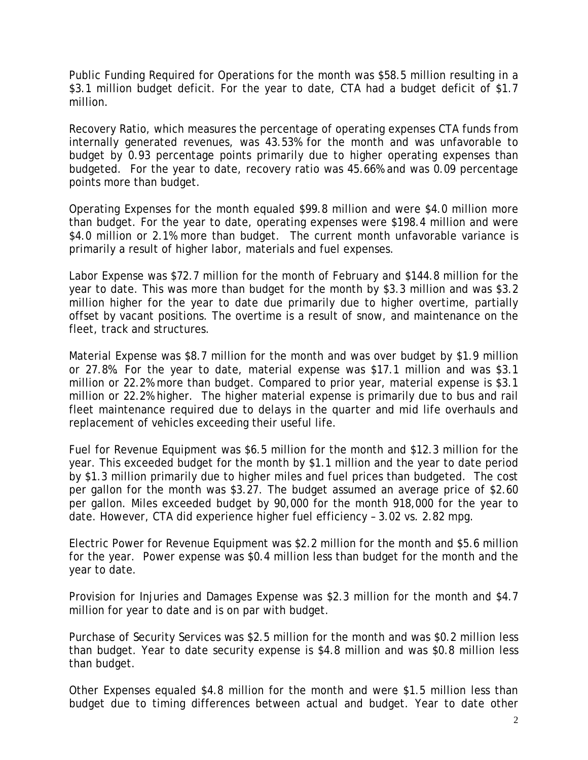Public Funding Required for Operations for the month was $58.5 million resulting in a $3.1 million budget deficit. For the year to date, CTA had a budget deficit of $1.7 million.

Recovery Ratio, which measures the percentage of operating expenses CTA funds from internally generated revenues, was 43.53% for the month and was unfavorable to budget by 0.93 percentage points primarily due to higher operating expenses than budgeted. For the year to date, recovery ratio was 45.66% and was 0.09 percentage points more than budget.

Operating Expenses for the month equaled $99.8 million and were $4.0 million more than budget. For the year to date, operating expenses were $198.4 million and were $4.0 million or 2.1% more than budget. The current month unfavorable variance is primarily a result of higher labor, materials and fuel expenses.

Labor Expense was $72.7 million for the month of February and $144.8 million for the year to date. This was more than budget for the month by $3.3 million and was $3.2 million higher for the year to date due primarily due to higher overtime, partially offset by vacant positions. The overtime is a result of snow, and maintenance on the fleet, track and structures.

Material Expense was $8.7 million for the month and was over budget by $1.9 million or 27.8%. For the year to date, material expense was $17.1 million and was $3.1 million or 22.2% more than budget. Compared to prior year, material expense is $3.1 million or 22.2% higher. The higher material expense is primarily due to bus and rail fleet maintenance required due to delays in the quarter and mid life overhauls and replacement of vehicles exceeding their useful life.

Fuel for Revenue Equipment was $6.5 million for the month and $12.3 million for the year. This exceeded budget for the month by $1.1 million and the year to date period by $1.3 million primarily due to higher miles and fuel prices than budgeted. The cost per gallon for the month was $3.27. The budget assumed an average price of $2.60 per gallon. Miles exceeded budget by 90,000 for the month 918,000 for the year to date. However, CTA did experience higher fuel efficiency – 3.02 vs. 2.82 mpg.

Electric Power for Revenue Equipment was $2.2 million for the month and $5.6 million for the year. Power expense was $0.4 million less than budget for the month and the year to date.

Provision for Injuries and Damages Expense was $2.3 million for the month and $4.7 million for year to date and is on par with budget.

Purchase of Security Services was $2.5 million for the month and was $0.2 million less than budget. Year to date security expense is $4.8 million and was $0.8 million less than budget.

Other Expenses equaled $4.8 million for the month and were $1.5 million less than budget due to timing differences between actual and budget. Year to date other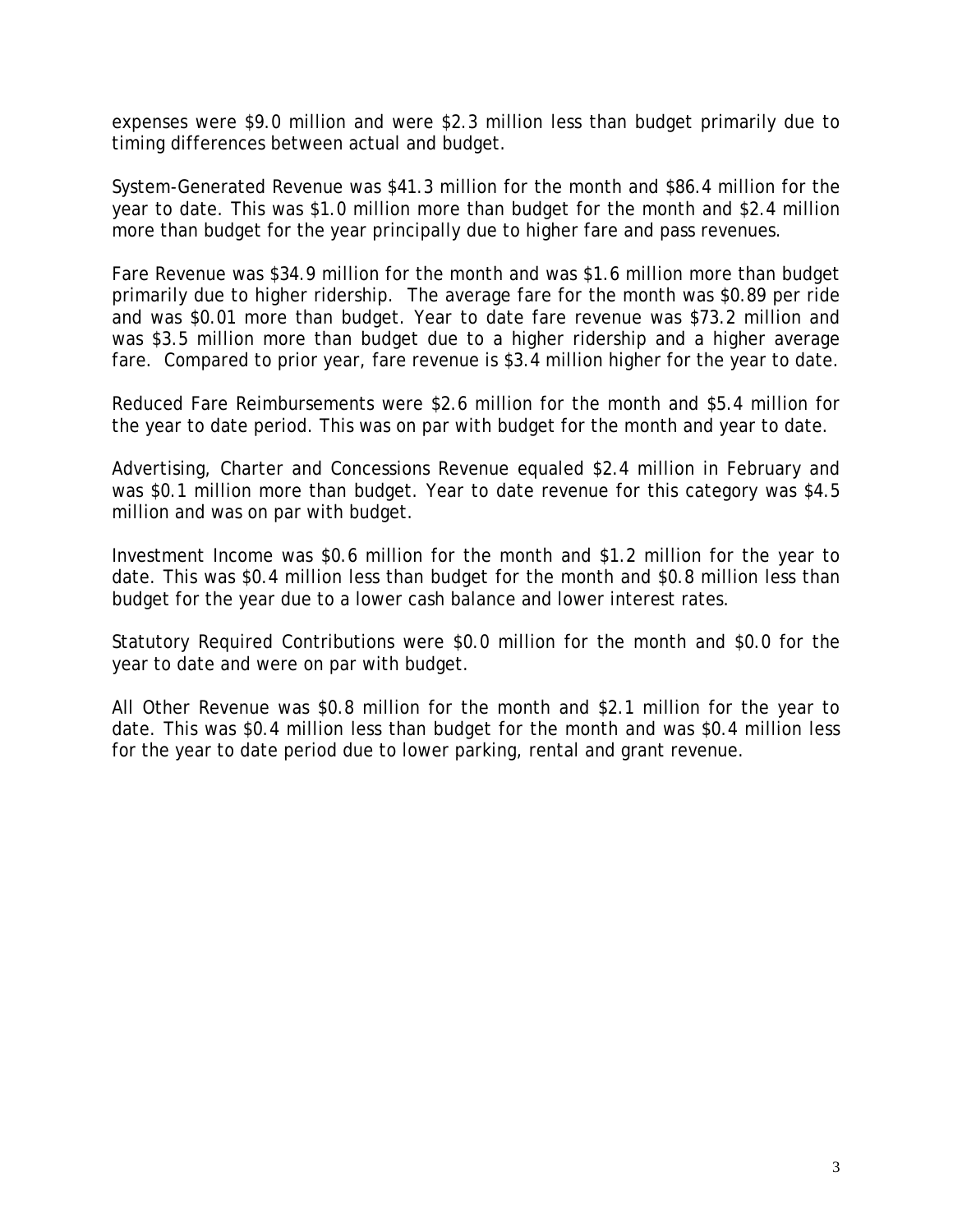expenses were $9.0 million and were $2.3 million less than budget primarily due to timing differences between actual and budget.

System-Generated Revenue was $41.3 million for the month and $86.4 million for the year to date. This was $1.0 million more than budget for the month and $2.4 million more than budget for the year principally due to higher fare and pass revenues.

Fare Revenue was $34.9 million for the month and was $1.6 million more than budget primarily due to higher ridership. The average fare for the month was $0.89 per ride and was $0.01 more than budget. Year to date fare revenue was $73.2 million and was $3.5 million more than budget due to a higher ridership and a higher average fare. Compared to prior year, fare revenue is $3.4 million higher for the year to date.

Reduced Fare Reimbursements were $2.6 million for the month and $5.4 million for the year to date period. This was on par with budget for the month and year to date.

Advertising, Charter and Concessions Revenue equaled $2.4 million in February and was $0.1 million more than budget. Year to date revenue for this category was $4.5 million and was on par with budget.

Investment Income was $0.6 million for the month and $1.2 million for the year to date. This was $0.4 million less than budget for the month and $0.8 million less than budget for the year due to a lower cash balance and lower interest rates.

Statutory Required Contributions were $0.0 million for the month and $0.0 for the year to date and were on par with budget.

All Other Revenue was $0.8 million for the month and $2.1 million for the year to date. This was $0.4 million less than budget for the month and was $0.4 million less for the year to date period due to lower parking, rental and grant revenue.